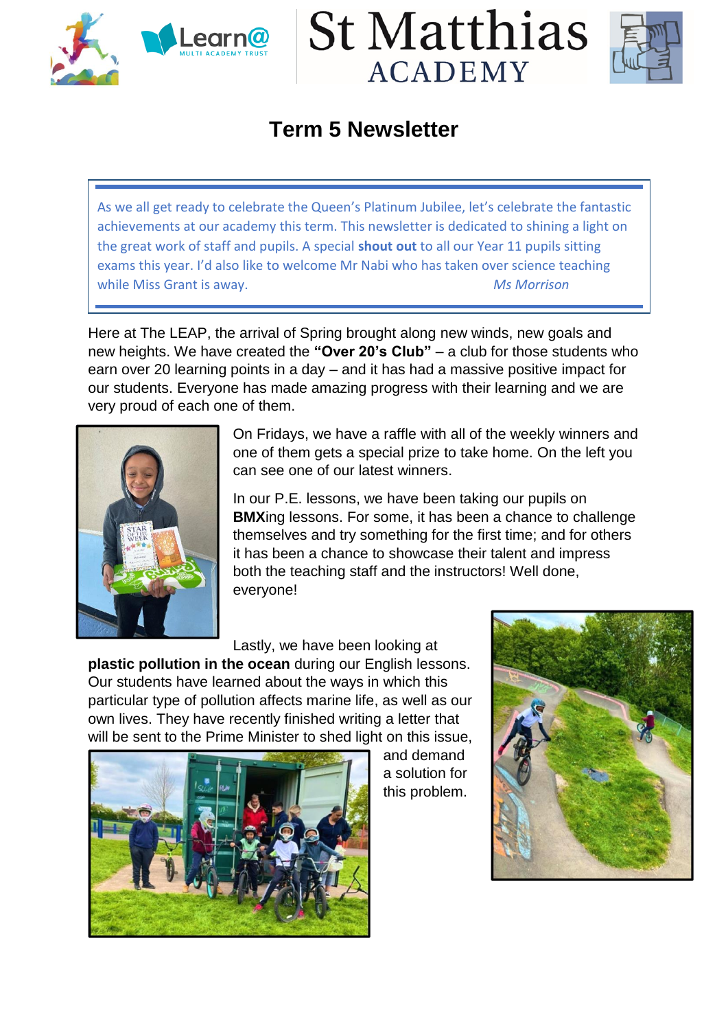# St Matthias ACADEMY

## Term 5 Newsletter

As we all get ready to celebrate the Queen's Platinum Jubilee, let's celebrate the fantastic achievements at our academy this term. This newsletter is dedicated to shining a light on the great work of staff and pupils. A special **shout out** to all our Year 11 pupils sitting exams this year. I'd also like to welcome Mr Nabi who has taken over science teaching while Miss Grant is away.

*Ms Morrison*

Here at The LEAP, the arrival of Spring brought along new winds, new goals and new heights. We have created the **"Over 20's Club"** – a club for those students who earn over 20 learning points in a day – and it has had a massive positive impact for our students. Everyone has made amazing progress with their learning and we are very proud of each one of them.

On Fridays, we have a raffle with all of the weekly winners and one of them gets a special prize to take home. On the left you can see one of our latest winners.

In our P.E. lessons, we have been taking our pupils on **BMX**ing lessons. For some, it has been a chance to challenge themselves and try something for the first time; and for others it has been a chance to showcase their talent and impress both the teaching staff and the instructors! Well done, everyone!

Lastly, we have been looking at **plastic pollution in the ocean** during our English lessons. Our students have learned about the ways in which this particular type of pollution affects marine life, as well as our own lives. They have recently finished writing a letter that will be sent to the Prime Minister to shed light on this issue, and demand a solution for this problem.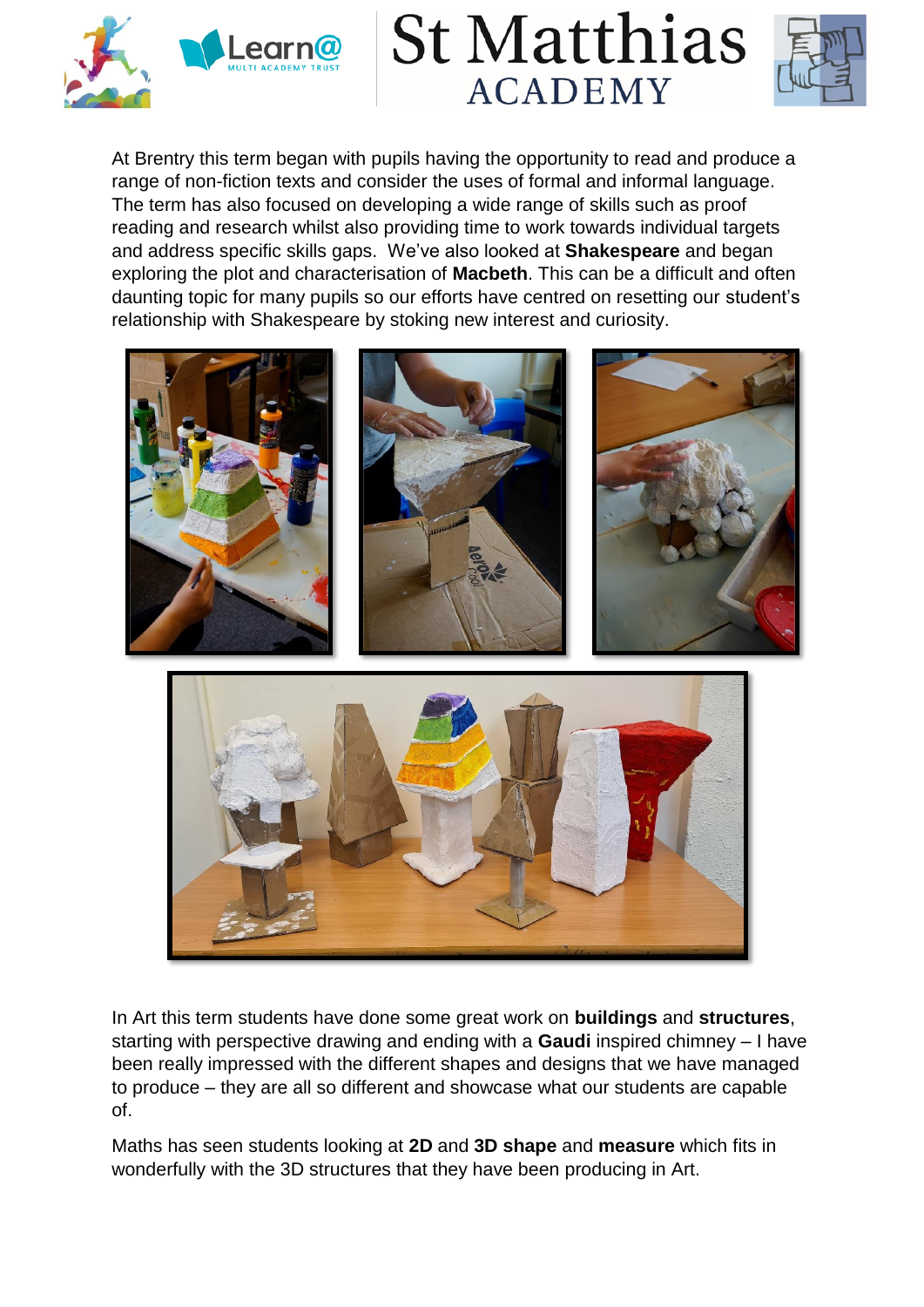At Brentry this term began with pupils having the opportunity to read and produce a range of non-fiction texts and consider the uses of formal and informal language. The term has also focused on developing a wide range of skills such as proof reading and research whilst also providing time to work towards individual targets and address specific skills gaps. We've also looked at **Shakespeare** and began exploring the plot and characterisation of **Macbeth**. This can be a difficult and often daunting topic for many pupils so our efforts have centred on resetting our student's relationship with Shakespeare by stoking new interest and curiosity.

In Art this term students have done some great work on **buildings** and **structures**, starting with perspective drawing and ending with a **Gaudi** inspired chimney – I have been really impressed with the different shapes and designs that we have managed to produce – they are all so different and showcase what our students are capable of.

Maths has seen students looking at **2D** and **3D shape** and **measure** which fits in wonderfully with the 3D structures that they have been producing in Art.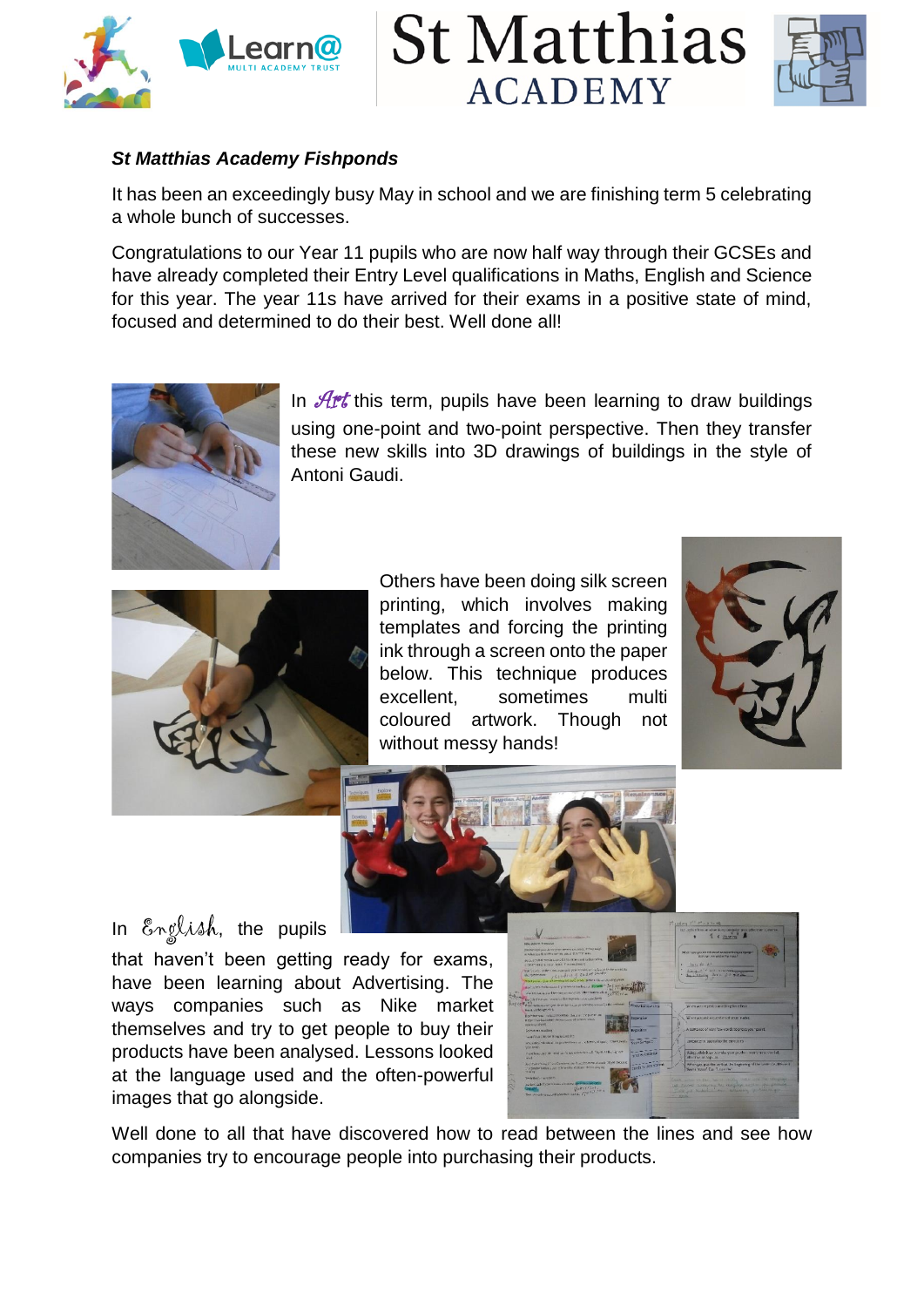*St Matthias Academy Fishponds*

It has been an exceedingly busy May in school and we are finishing term 5 celebrating a whole bunch of successes.

Congratulations to our Year 11 pupils who are now half way through their GCSEs and have already completed their Entry Level qualifications in Maths, English and Science for this year. The year 11s have arrived for their exams in a positive state of mind, focused and determined to do their best. Well done all!

In *Art* this term, pupils have been learning to draw buildings using one-point and two-point perspective. Then they transfer these new skills into 3D drawings of buildings in the style of Antoni Gaudi.

Others have been doing silk screen printing, which involves making templates and forcing the printing ink through a screen onto the paper below. This technique produces excellent, sometimes multi coloured artwork. Though not without messy hands!

In *English*, the pupils that haven't been getting ready for exams, have been learning about Advertising. The ways companies such as Nike market themselves and try to get people to buy their products have been analysed. Lessons looked at the language used and the often-powerful images that go alongside.

Well done to all that have discovered how to read between the lines and see how companies try to encourage people into purchasing their products.